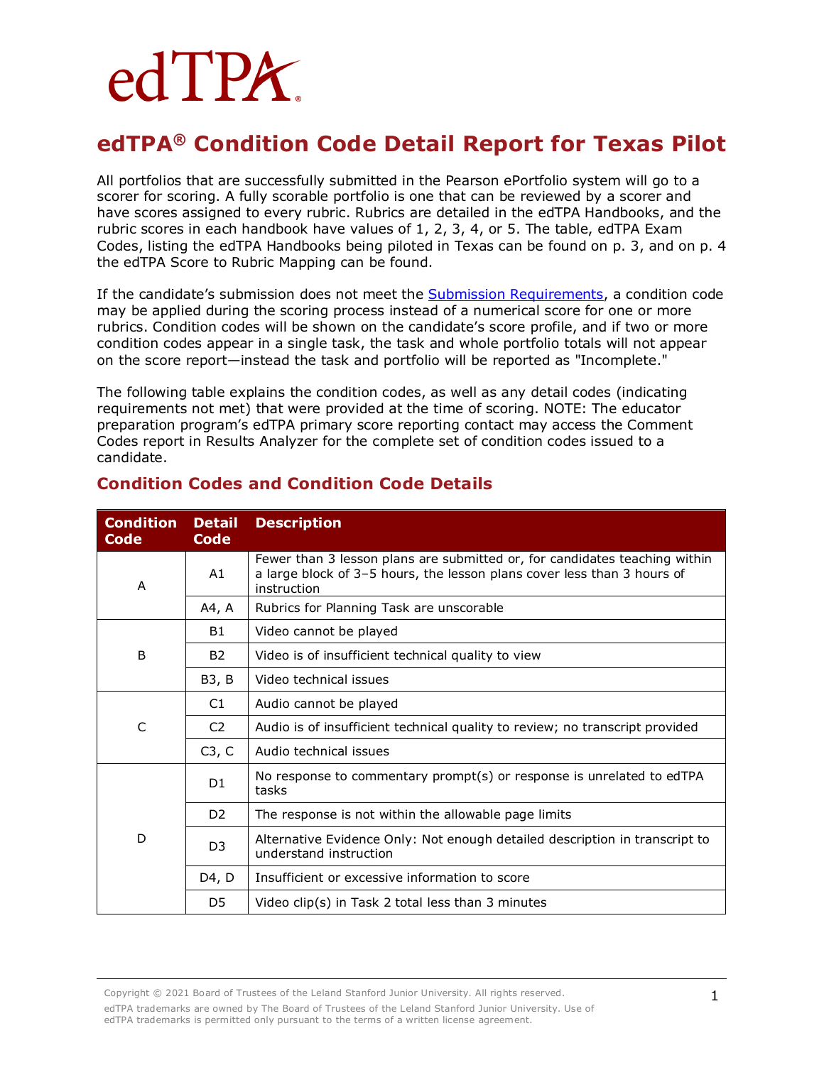edTPA®

# edTPA® Condition Code Detail Report for Texas Pilot

All portfolios that are successfully submitted in the Pearson ePortfolio system will go to a scorer for scoring. A fully scorable portfolio is one that can be reviewed by a scorer and have scores assigned to every rubric. Rubrics are detailed in the edTPA Handbooks, and the rubric scores in each handbook have values of 1, 2, 3, 4, or 5. The table, edTPA Exam Codes, listing the edTPA Handbooks being piloted in Texas can be found on p. 3, and on p. 4 the edTPA Score to Rubric Mapping can be found.

If the candidate's submission does not meet the [Submission Requirements](), a condition code may be applied during the scoring process instead of a numerical score for one or more rubrics. Condition codes will be shown on the candidate's score profile, and if two or more condition codes appear in a single task, the task and whole portfolio totals will not appear on the score report—instead the task and portfolio will be reported as "Incomplete."

The following table explains the condition codes, as well as any detail codes (indicating requirements not met) that were provided at the time of scoring. NOTE: The educator preparation program's edTPA primary score reporting contact may access the Comment Codes report in Results Analyzer for the complete set of condition codes issued to a candidate.

## Condition Codes and Condition Code Details

| Condition Code | Detail Code | Description |
|---|---|---|
| A | A1 | Fewer than 3 lesson plans are submitted or, for candidates teaching within a large block of 3–5 hours, the lesson plans cover less than 3 hours of instruction |
| | A4, A | Rubrics for Planning Task are unscorable |
| B | B1 | Video cannot be played |
| | B2 | Video is of insufficient technical quality to view |
| | B3, B | Video technical issues |
| C | C1 | Audio cannot be played |
| | C2 | Audio is of insufficient technical quality to review; no transcript provided |
| | C3, C | Audio technical issues |
| D | D1 | No response to commentary prompt(s) or response is unrelated to edTPA tasks |
| | D2 | The response is not within the allowable page limits |
| | D3 | Alternative Evidence Only: Not enough detailed description in transcript to understand instruction |
| | D4, D | Insufficient or excessive information to score |
| | D5 | Video clip(s) in Task 2 total less than 3 minutes |

Copyright © 2021 Board of Trustees of the Leland Stanford Junior University. All rights reserved.

edTPA trademarks are owned by The Board of Trustees of the Leland Stanford Junior University. Use of edTPA trademarks is permitted only pursuant to the terms of a written license agreement.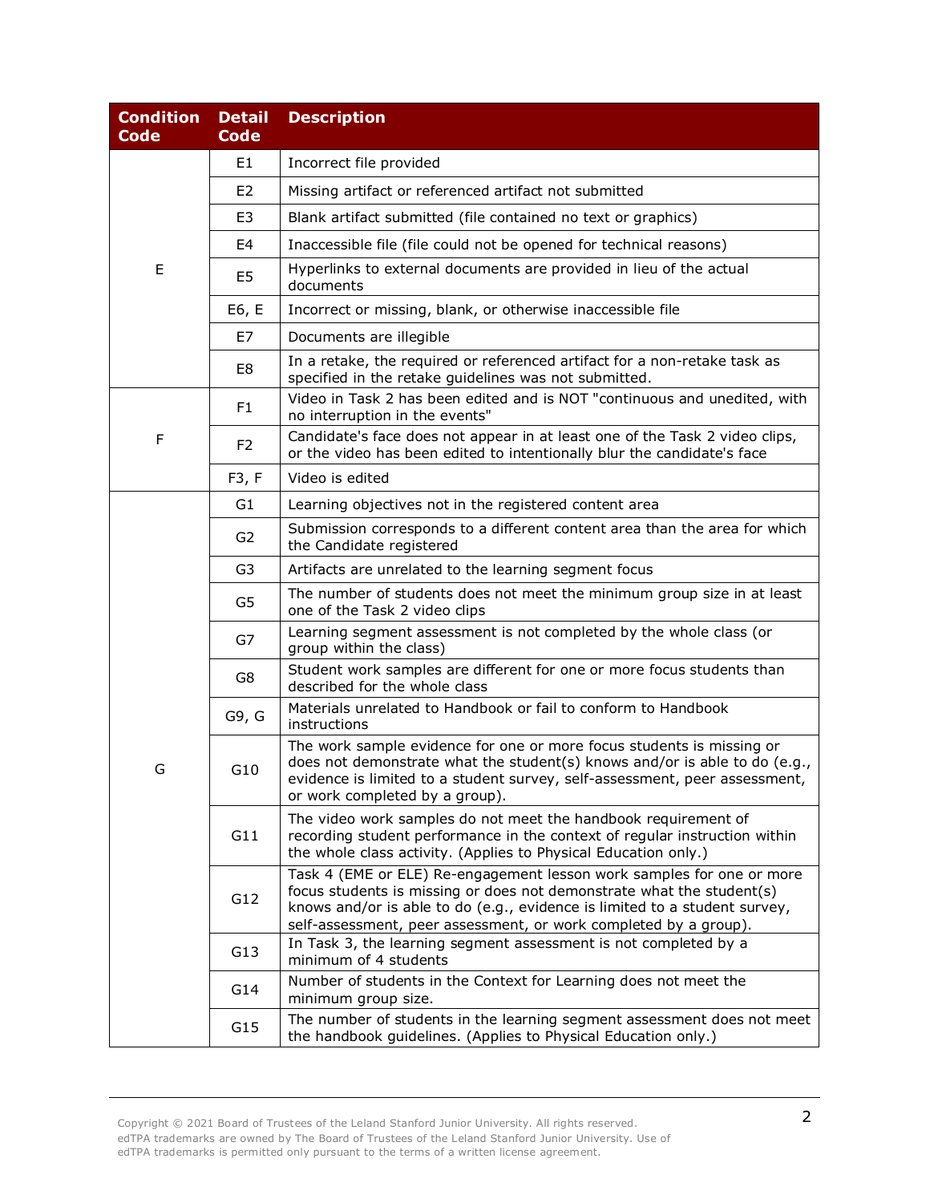| Condition Code | Detail Code | Description |
| --- | --- | --- |
| E | E1 | Incorrect file provided |
| | E2 | Missing artifact or referenced artifact not submitted |
| | E3 | Blank artifact submitted (file contained no text or graphics) |
| | E4 | Inaccessible file (file could not be opened for technical reasons) |
| | E5 | Hyperlinks to external documents are provided in lieu of the actual documents |
| | E6, E | Incorrect or missing, blank, or otherwise inaccessible file |
| | E7 | Documents are illegible |
| | E8 | In a retake, the required or referenced artifact for a non-retake task as specified in the retake guidelines was not submitted. |
| F | F1 | Video in Task 2 has been edited and is NOT "continuous and unedited, with no interruption in the events" |
| | F2 | Candidate's face does not appear in at least one of the Task 2 video clips, or the video has been edited to intentionally blur the candidate's face |
| | F3, F | Video is edited |
| G | G1 | Learning objectives not in the registered content area |
| | G2 | Submission corresponds to a different content area than the area for which the Candidate registered |
| | G3 | Artifacts are unrelated to the learning segment focus |
| | G5 | The number of students does not meet the minimum group size in at least one of the Task 2 video clips |
| | G7 | Learning segment assessment is not completed by the whole class (or group within the class) |
| | G8 | Student work samples are different for one or more focus students than described for the whole class |
| | G9, G | Materials unrelated to Handbook or fail to conform to Handbook instructions |
| | G10 | The work sample evidence for one or more focus students is missing or does not demonstrate what the student(s) knows and/or is able to do (e.g., evidence is limited to a student survey, self-assessment, peer assessment, or work completed by a group). |
| | G11 | The video work samples do not meet the handbook requirement of recording student performance in the context of regular instruction within the whole class activity. (Applies to Physical Education only.) |
| | G12 | Task 4 (EME or ELE) Re-engagement lesson work samples for one or more focus students is missing or does not demonstrate what the student(s) knows and/or is able to do (e.g., evidence is limited to a student survey, self-assessment, peer assessment, or work completed by a group). |
| | G13 | In Task 3, the learning segment assessment is not completed by a minimum of 4 students |
| | G14 | Number of students in the Context for Learning does not meet the minimum group size. |
| | G15 | The number of students in the learning segment assessment does not meet the handbook guidelines. (Applies to Physical Education only.) |

Copyright © 2021 Board of Trustees of the Leland Stanford Junior University. All rights reserved. edTPA trademarks are owned by The Board of Trustees of the Leland Stanford Junior University. Use of edTPA trademarks is permitted only pursuant to the terms of a written license agreement.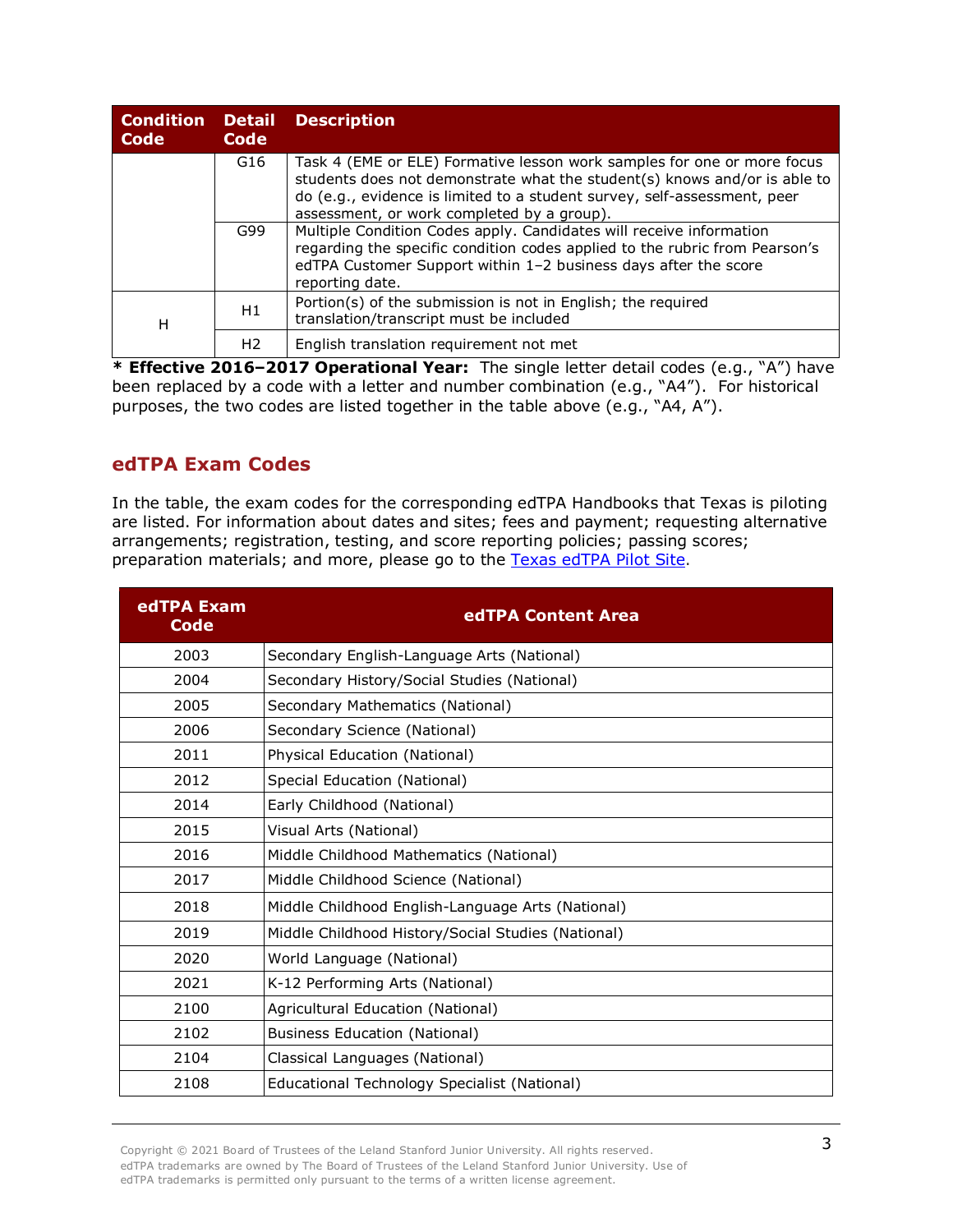| Condition Code | Detail Code | Description |
| --- | --- | --- |
| | G16 | Task 4 (EME or ELE) Formative lesson work samples for one or more focus students does not demonstrate what the student(s) knows and/or is able to do (e.g., evidence is limited to a student survey, self-assessment, peer assessment, or work completed by a group). |
| | G99 | Multiple Condition Codes apply. Candidates will receive information regarding the specific condition codes applied to the rubric from Pearson's edTPA Customer Support within 1–2 business days after the score reporting date. |
| H | H1 | Portion(s) of the submission is not in English; the required translation/transcript must be included |
| | H2 | English translation requirement not met |

**\* Effective 2016–2017 Operational Year:** The single letter detail codes (e.g., "A") have been replaced by a code with a letter and number combination (e.g., "A4"). For historical purposes, the two codes are listed together in the table above (e.g., "A4, A").

## edTPA Exam Codes

In the table, the exam codes for the corresponding edTPA Handbooks that Texas is piloting are listed. For information about dates and sites; fees and payment; requesting alternative arrangements; registration, testing, and score reporting policies; passing scores; preparation materials; and more, please go to the Texas edTPA Pilot Site.

| edTPA Exam Code | edTPA Content Area |
| --- | --- |
| 2003 | Secondary English-Language Arts (National) |
| 2004 | Secondary History/Social Studies (National) |
| 2005 | Secondary Mathematics (National) |
| 2006 | Secondary Science (National) |
| 2011 | Physical Education (National) |
| 2012 | Special Education (National) |
| 2014 | Early Childhood (National) |
| 2015 | Visual Arts (National) |
| 2016 | Middle Childhood Mathematics (National) |
| 2017 | Middle Childhood Science (National) |
| 2018 | Middle Childhood English-Language Arts (National) |
| 2019 | Middle Childhood History/Social Studies (National) |
| 2020 | World Language (National) |
| 2021 | K-12 Performing Arts (National) |
| 2100 | Agricultural Education (National) |
| 2102 | Business Education (National) |
| 2104 | Classical Languages (National) |
| 2108 | Educational Technology Specialist (National) |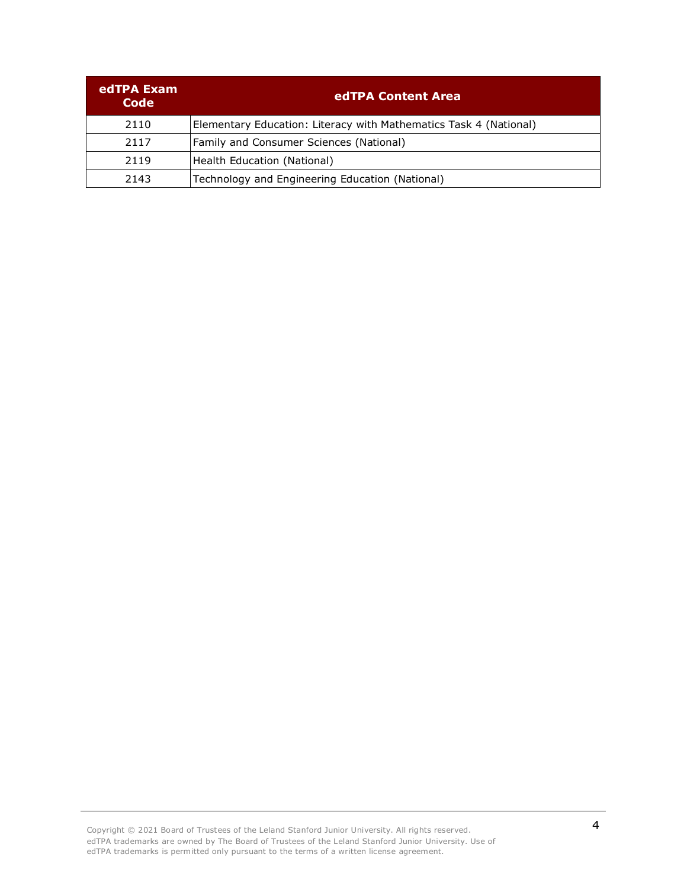| edTPA Exam Code | edTPA Content Area |
|---|---|
| 2110 | Elementary Education: Literacy with Mathematics Task 4 (National) |
| 2117 | Family and Consumer Sciences (National) |
| 2119 | Health Education (National) |
| 2143 | Technology and Engineering Education (National) |

Copyright © 2021 Board of Trustees of the Leland Stanford Junior University. All rights reserved. edTPA trademarks are owned by The Board of Trustees of the Leland Stanford Junior University. Use of edTPA trademarks is permitted only pursuant to the terms of a written license agreement.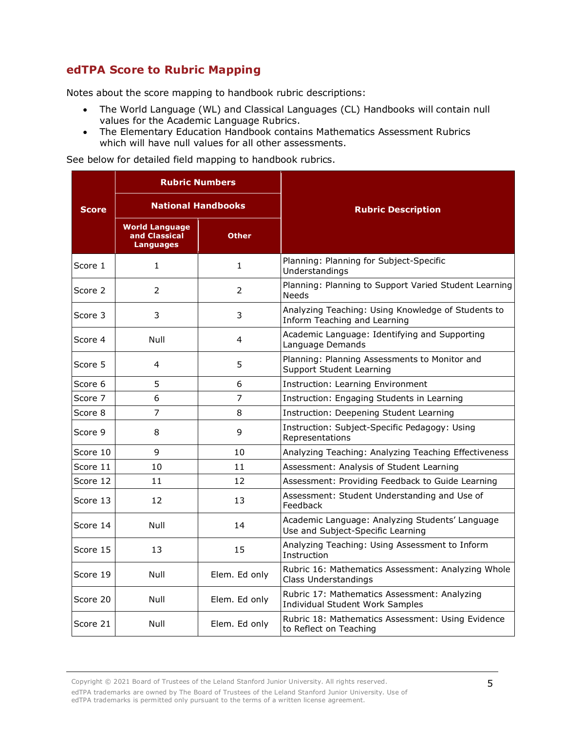## edTPA Score to Rubric Mapping

Notes about the score mapping to handbook rubric descriptions:

- The World Language (WL) and Classical Languages (CL) Handbooks will contain null values for the Academic Language Rubrics.
- The Elementary Education Handbook contains Mathematics Assessment Rubrics which will have null values for all other assessments.

See below for detailed field mapping to handbook rubrics.

| Score | Rubric Numbers | | Rubric Description |
|---|---|---|---|
| | National Handbooks | | |
| | World Language and Classical Languages | Other | |
| Score 1 | 1 | 1 | Planning: Planning for Subject-Specific Understandings |
| Score 2 | 2 | 2 | Planning: Planning to Support Varied Student Learning Needs |
| Score 3 | 3 | 3 | Analyzing Teaching: Using Knowledge of Students to Inform Teaching and Learning |
| Score 4 | Null | 4 | Academic Language: Identifying and Supporting Language Demands |
| Score 5 | 4 | 5 | Planning: Planning Assessments to Monitor and Support Student Learning |
| Score 6 | 5 | 6 | Instruction: Learning Environment |
| Score 7 | 6 | 7 | Instruction: Engaging Students in Learning |
| Score 8 | 7 | 8 | Instruction: Deepening Student Learning |
| Score 9 | 8 | 9 | Instruction: Subject-Specific Pedagogy: Using Representations |
| Score 10 | 9 | 10 | Analyzing Teaching: Analyzing Teaching Effectiveness |
| Score 11 | 10 | 11 | Assessment: Analysis of Student Learning |
| Score 12 | 11 | 12 | Assessment: Providing Feedback to Guide Learning |
| Score 13 | 12 | 13 | Assessment: Student Understanding and Use of Feedback |
| Score 14 | Null | 14 | Academic Language: Analyzing Students' Language Use and Subject-Specific Learning |
| Score 15 | 13 | 15 | Analyzing Teaching: Using Assessment to Inform Instruction |
| Score 19 | Null | Elem. Ed only | Rubric 16: Mathematics Assessment: Analyzing Whole Class Understandings |
| Score 20 | Null | Elem. Ed only | Rubric 17: Mathematics Assessment: Analyzing Individual Student Work Samples |
| Score 21 | Null | Elem. Ed only | Rubric 18: Mathematics Assessment: Using Evidence to Reflect on Teaching |

Copyright © 2021 Board of Trustees of the Leland Stanford Junior University. All rights reserved.
edTPA trademarks are owned by The Board of Trustees of the Leland Stanford Junior University. Use of edTPA trademarks is permitted only pursuant to the terms of a written license agreement.